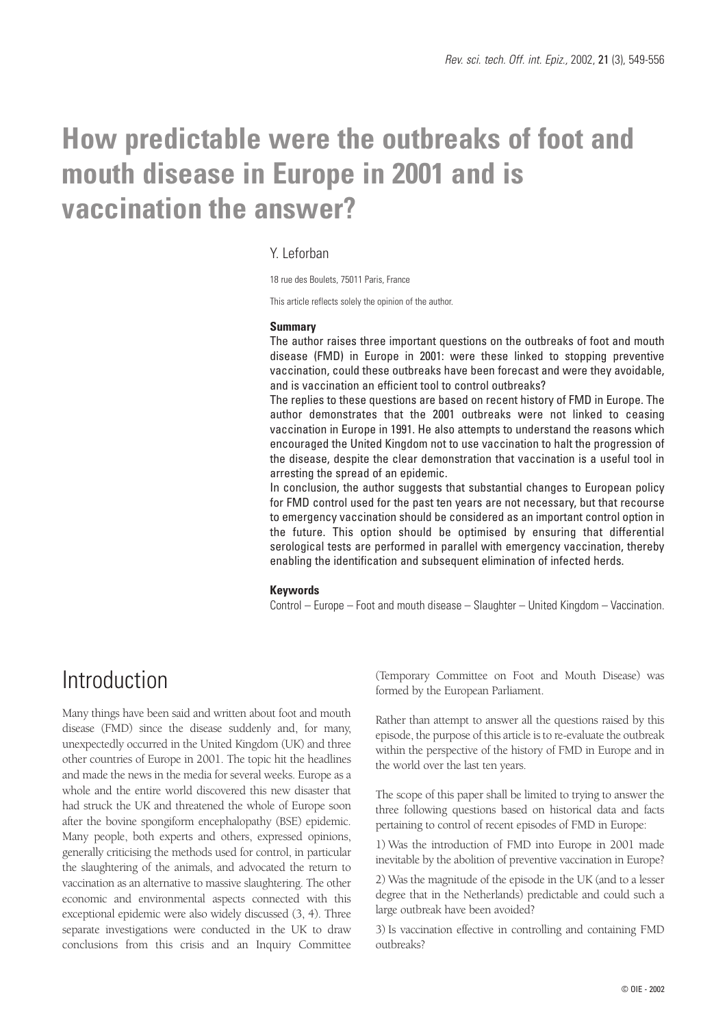# How predictable were the outbreaks of foot and mouth disease in Europe in 2001 and is vaccination the answer?

Y. Leforban

18 rue des Boulets, 75011 Paris, France

This article reflects solely the opinion of the author.

## Summary

The author raises three important questions on the outbreaks of foot and mouth disease (FMD) in Europe in 2001: were these linked to stopping preventive vaccination, could these outbreaks have been forecast and were they avoidable, and is vaccination an efficient tool to control outbreaks?

The replies to these questions are based on recent history of FMD in Europe. The author demonstrates that the 2001 outbreaks were not linked to ceasing vaccination in Europe in 1991. He also attempts to understand the reasons which encouraged the United Kingdom not to use vaccination to halt the progression of the disease, despite the clear demonstration that vaccination is a useful tool in arresting the spread of an epidemic.

In conclusion, the author suggests that substantial changes to European policy for FMD control used for the past ten years are not necessary, but that recourse to emergency vaccination should be considered as an important control option in the future. This option should be optimised by ensuring that differential serological tests are performed in parallel with emergency vaccination, thereby enabling the identification and subsequent elimination of infected herds.

## Keywords

Control – Europe – Foot and mouth disease – Slaughter – United Kingdom – Vaccination.

# Introduction

Many things have been said and written about foot and mouth disease (FMD) since the disease suddenly and, for many, unexpectedly occurred in the United Kingdom (UK) and three other countries of Europe in 2001. The topic hit the headlines and made the news in the media for several weeks. Europe as a whole and the entire world discovered this new disaster that had struck the UK and threatened the whole of Europe soon after the bovine spongiform encephalopathy (BSE) epidemic. Many people, both experts and others, expressed opinions, generally criticising the methods used for control, in particular the slaughtering of the animals, and advocated the return to vaccination as an alternative to massive slaughtering. The other economic and environmental aspects connected with this exceptional epidemic were also widely discussed (3, 4). Three separate investigations were conducted in the UK to draw conclusions from this crisis and an Inquiry Committee (Temporary Committee on Foot and Mouth Disease) was formed by the European Parliament.

Rather than attempt to answer all the questions raised by this episode, the purpose of this article is to re-evaluate the outbreak within the perspective of the history of FMD in Europe and in the world over the last ten years.

The scope of this paper shall be limited to trying to answer the three following questions based on historical data and facts pertaining to control of recent episodes of FMD in Europe:

1) Was the introduction of FMD into Europe in 2001 made inevitable by the abolition of preventive vaccination in Europe?

2) Was the magnitude of the episode in the UK (and to a lesser degree that in the Netherlands) predictable and could such a large outbreak have been avoided?

3) Is vaccination effective in controlling and containing FMD outbreaks?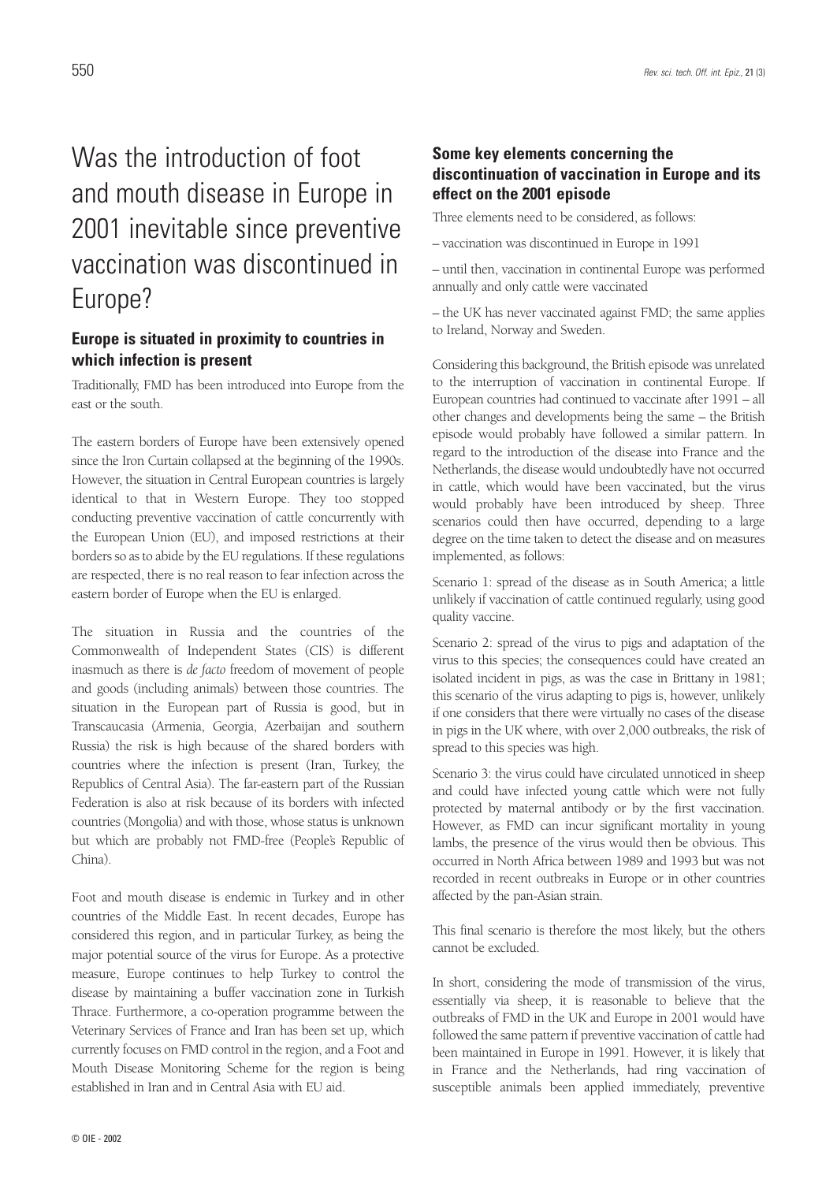# Was the introduction of foot and mouth disease in Europe in 2001 inevitable since preventive vaccination was discontinued in Europe?

## Europe is situated in proximity to countries in which infection is present

Traditionally, FMD has been introduced into Europe from the east or the south.

The eastern borders of Europe have been extensively opened since the Iron Curtain collapsed at the beginning of the 1990s. However, the situation in Central European countries is largely identical to that in Western Europe. They too stopped conducting preventive vaccination of cattle concurrently with the European Union (EU), and imposed restrictions at their borders so as to abide by the EU regulations. If these regulations are respected, there is no real reason to fear infection across the eastern border of Europe when the EU is enlarged.

The situation in Russia and the countries of the Commonwealth of Independent States (CIS) is different inasmuch as there is *de facto* freedom of movement of people and goods (including animals) between those countries. The situation in the European part of Russia is good, but in Transcaucasia (Armenia, Georgia, Azerbaijan and southern Russia) the risk is high because of the shared borders with countries where the infection is present (Iran, Turkey, the Republics of Central Asia). The far-eastern part of the Russian Federation is also at risk because of its borders with infected countries (Mongolia) and with those, whose status is unknown but which are probably not FMD-free (People's Republic of China).

Foot and mouth disease is endemic in Turkey and in other countries of the Middle East. In recent decades, Europe has considered this region, and in particular Turkey, as being the major potential source of the virus for Europe. As a protective measure, Europe continues to help Turkey to control the disease by maintaining a buffer vaccination zone in Turkish Thrace. Furthermore, a co-operation programme between the Veterinary Services of France and Iran has been set up, which currently focuses on FMD control in the region, and a Foot and Mouth Disease Monitoring Scheme for the region is being established in Iran and in Central Asia with EU aid.

## Some key elements concerning the discontinuation of vaccination in Europe and its effect on the 2001 episode

Three elements need to be considered, as follows:

– vaccination was discontinued in Europe in 1991

– until then, vaccination in continental Europe was performed annually and only cattle were vaccinated

– the UK has never vaccinated against FMD; the same applies to Ireland, Norway and Sweden.

Considering this background, the British episode was unrelated to the interruption of vaccination in continental Europe. If European countries had continued to vaccinate after 1991 – all other changes and developments being the same – the British episode would probably have followed a similar pattern. In regard to the introduction of the disease into France and the Netherlands, the disease would undoubtedly have not occurred in cattle, which would have been vaccinated, but the virus would probably have been introduced by sheep. Three scenarios could then have occurred, depending to a large degree on the time taken to detect the disease and on measures implemented, as follows:

Scenario 1: spread of the disease as in South America; a little unlikely if vaccination of cattle continued regularly, using good quality vaccine.

Scenario 2: spread of the virus to pigs and adaptation of the virus to this species; the consequences could have created an isolated incident in pigs, as was the case in Brittany in 1981; this scenario of the virus adapting to pigs is, however, unlikely if one considers that there were virtually no cases of the disease in pigs in the UK where, with over 2,000 outbreaks, the risk of spread to this species was high.

Scenario 3: the virus could have circulated unnoticed in sheep and could have infected young cattle which were not fully protected by maternal antibody or by the first vaccination. However, as FMD can incur significant mortality in young lambs, the presence of the virus would then be obvious. This occurred in North Africa between 1989 and 1993 but was not recorded in recent outbreaks in Europe or in other countries affected by the pan-Asian strain.

This final scenario is therefore the most likely, but the others cannot be excluded.

In short, considering the mode of transmission of the virus, essentially via sheep, it is reasonable to believe that the outbreaks of FMD in the UK and Europe in 2001 would have followed the same pattern if preventive vaccination of cattle had been maintained in Europe in 1991. However, it is likely that in France and the Netherlands, had ring vaccination of susceptible animals been applied immediately, preventive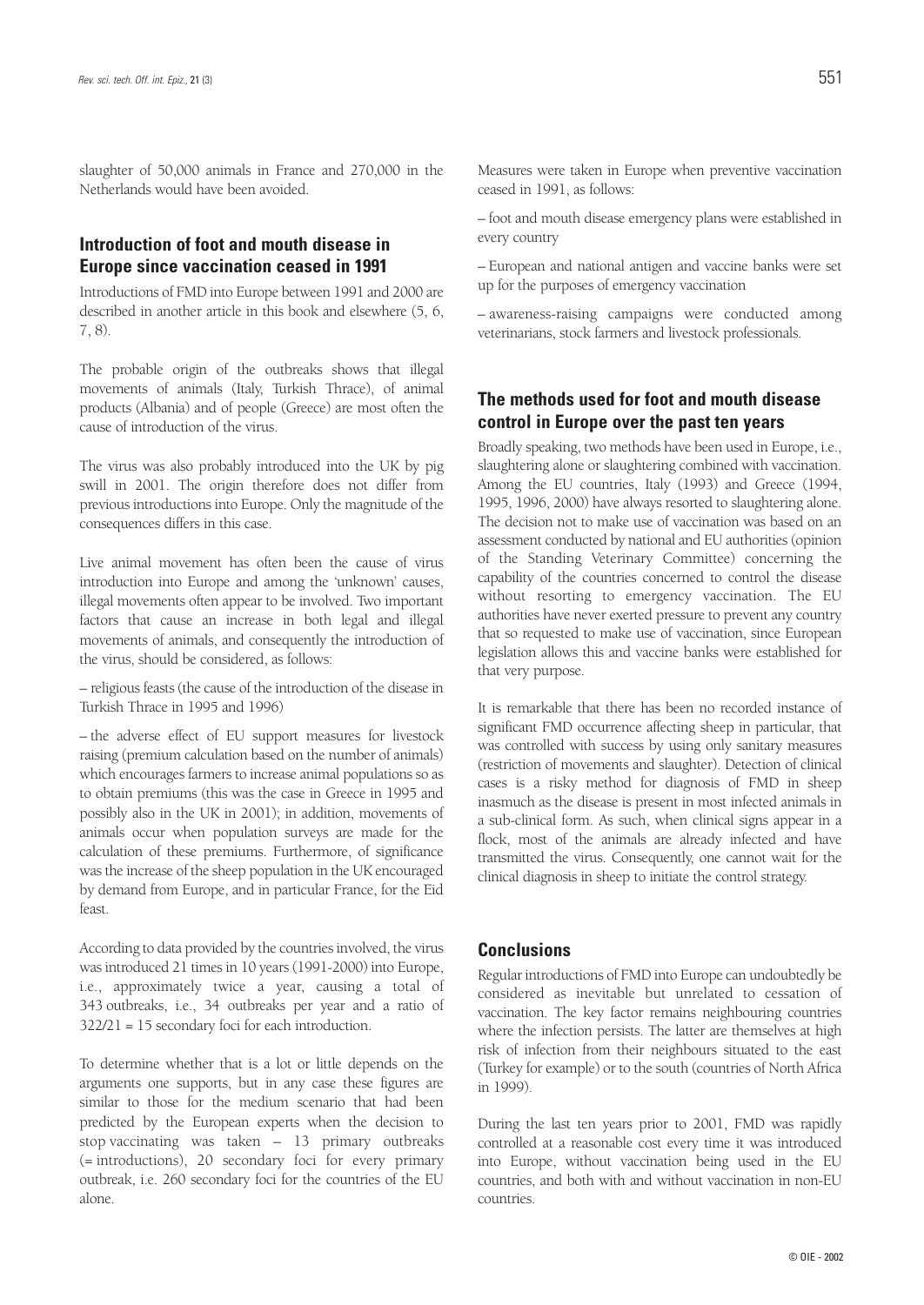slaughter of 50,000 animals in France and 270,000 in the Netherlands would have been avoided.

## Introduction of foot and mouth disease in Europe since vaccination ceased in 1991

Introductions of FMD into Europe between 1991 and 2000 are described in another article in this book and elsewhere (5, 6, 7, 8).

The probable origin of the outbreaks shows that illegal movements of animals (Italy, Turkish Thrace), of animal products (Albania) and of people (Greece) are most often the cause of introduction of the virus.

The virus was also probably introduced into the UK by pig swill in 2001. The origin therefore does not differ from previous introductions into Europe. Only the magnitude of the consequences differs in this case.

Live animal movement has often been the cause of virus introduction into Europe and among the 'unknown' causes, illegal movements often appear to be involved. Two important factors that cause an increase in both legal and illegal movements of animals, and consequently the introduction of the virus, should be considered, as follows:

– religious feasts (the cause of the introduction of the disease in Turkish Thrace in 1995 and 1996)

– the adverse effect of EU support measures for livestock raising (premium calculation based on the number of animals) which encourages farmers to increase animal populations so as to obtain premiums (this was the case in Greece in 1995 and possibly also in the UK in 2001); in addition, movements of animals occur when population surveys are made for the calculation of these premiums. Furthermore, of significance was the increase of the sheep population in the UK encouraged by demand from Europe, and in particular France, for the Eid feast.

According to data provided by the countries involved, the virus was introduced 21 times in 10 years (1991-2000) into Europe, i.e., approximately twice a year, causing a total of 343 outbreaks, i.e., 34 outbreaks per year and a ratio of 322/21 = 15 secondary foci for each introduction.

To determine whether that is a lot or little depends on the arguments one supports, but in any case these figures are similar to those for the medium scenario that had been predicted by the European experts when the decision to stop vaccinating was taken – 13 primary outbreaks (= introductions), 20 secondary foci for every primary outbreak, i.e. 260 secondary foci for the countries of the EU alone.

Measures were taken in Europe when preventive vaccination ceased in 1991, as follows:

– foot and mouth disease emergency plans were established in every country

– European and national antigen and vaccine banks were set up for the purposes of emergency vaccination

– awareness-raising campaigns were conducted among veterinarians, stock farmers and livestock professionals.

## The methods used for foot and mouth disease control in Europe over the past ten years

Broadly speaking, two methods have been used in Europe, i.e., slaughtering alone or slaughtering combined with vaccination. Among the EU countries, Italy (1993) and Greece (1994, 1995, 1996, 2000) have always resorted to slaughtering alone. The decision not to make use of vaccination was based on an assessment conducted by national and EU authorities (opinion of the Standing Veterinary Committee) concerning the capability of the countries concerned to control the disease without resorting to emergency vaccination. The EU authorities have never exerted pressure to prevent any country that so requested to make use of vaccination, since European legislation allows this and vaccine banks were established for that very purpose.

It is remarkable that there has been no recorded instance of significant FMD occurrence affecting sheep in particular, that was controlled with success by using only sanitary measures (restriction of movements and slaughter). Detection of clinical cases is a risky method for diagnosis of FMD in sheep inasmuch as the disease is present in most infected animals in a sub-clinical form. As such, when clinical signs appear in a flock, most of the animals are already infected and have transmitted the virus. Consequently, one cannot wait for the clinical diagnosis in sheep to initiate the control strategy.

## Conclusions

Regular introductions of FMD into Europe can undoubtedly be considered as inevitable but unrelated to cessation of vaccination. The key factor remains neighbouring countries where the infection persists. The latter are themselves at high risk of infection from their neighbours situated to the east (Turkey for example) or to the south (countries of North Africa in 1999).

During the last ten years prior to 2001, FMD was rapidly controlled at a reasonable cost every time it was introduced into Europe, without vaccination being used in the EU countries, and both with and without vaccination in non-EU countries.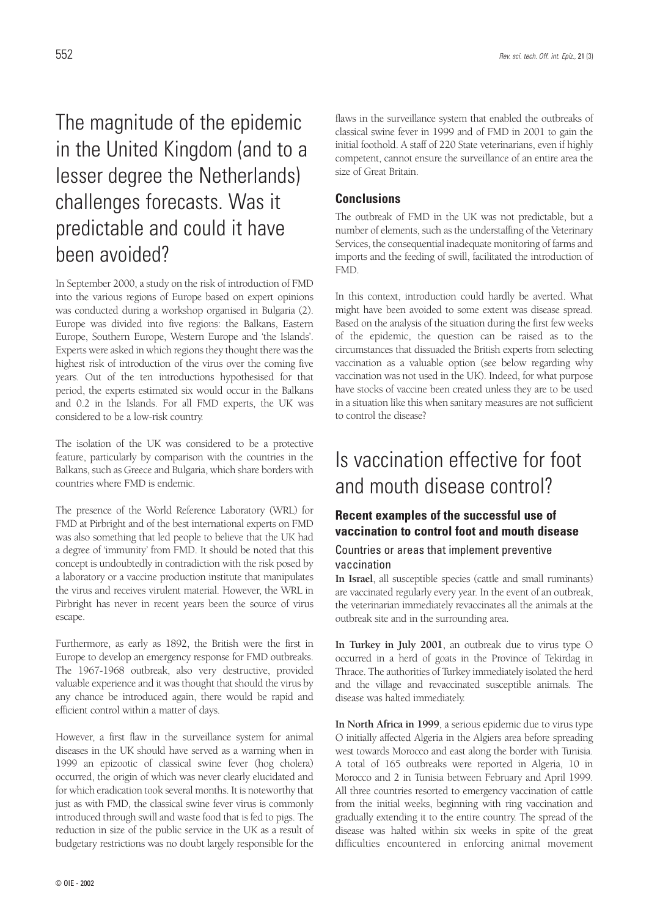## The magnitude of the epidemic in the United Kingdom (and to a lesser degree the Netherlands) challenges forecasts. Was it predictable and could it have been avoided?

In September 2000, a study on the risk of introduction of FMD into the various regions of Europe based on expert opinions was conducted during a workshop organised in Bulgaria (2). Europe was divided into five regions: the Balkans, Eastern Europe, Southern Europe, Western Europe and 'the Islands'. Experts were asked in which regions they thought there was the highest risk of introduction of the virus over the coming five years. Out of the ten introductions hypothesised for that period, the experts estimated six would occur in the Balkans and 0.2 in the Islands. For all FMD experts, the UK was considered to be a low-risk country.

The isolation of the UK was considered to be a protective feature, particularly by comparison with the countries in the Balkans, such as Greece and Bulgaria, which share borders with countries where FMD is endemic.

The presence of the World Reference Laboratory (WRL) for FMD at Pirbright and of the best international experts on FMD was also something that led people to believe that the UK had a degree of 'immunity' from FMD. It should be noted that this concept is undoubtedly in contradiction with the risk posed by a laboratory or a vaccine production institute that manipulates the virus and receives virulent material. However, the WRL in Pirbright has never in recent years been the source of virus escape.

Furthermore, as early as 1892, the British were the first in Europe to develop an emergency response for FMD outbreaks. The 1967-1968 outbreak, also very destructive, provided valuable experience and it was thought that should the virus by any chance be introduced again, there would be rapid and efficient control within a matter of days.

However, a first flaw in the surveillance system for animal diseases in the UK should have served as a warning when in 1999 an epizootic of classical swine fever (hog cholera) occurred, the origin of which was never clearly elucidated and for which eradication took several months. It is noteworthy that just as with FMD, the classical swine fever virus is commonly introduced through swill and waste food that is fed to pigs. The reduction in size of the public service in the UK as a result of budgetary restrictions was no doubt largely responsible for the flaws in the surveillance system that enabled the outbreaks of classical swine fever in 1999 and of FMD in 2001 to gain the initial foothold. A staff of 220 State veterinarians, even if highly competent, cannot ensure the surveillance of an entire area the size of Great Britain.

### Conclusions

The outbreak of FMD in the UK was not predictable, but a number of elements, such as the understaffing of the Veterinary Services, the consequential inadequate monitoring of farms and imports and the feeding of swill, facilitated the introduction of FMD.

In this context, introduction could hardly be averted. What might have been avoided to some extent was disease spread. Based on the analysis of the situation during the first few weeks of the epidemic, the question can be raised as to the circumstances that dissuaded the British experts from selecting vaccination as a valuable option (see below regarding why vaccination was not used in the UK). Indeed, for what purpose have stocks of vaccine been created unless they are to be used in a situation like this when sanitary measures are not sufficient to control the disease?

## Is vaccination effective for foot and mouth disease control?

### Recent examples of the successful use of vaccination to control foot and mouth disease

#### Countries or areas that implement preventive vaccination

**In Israel**, all susceptible species (cattle and small ruminants) are vaccinated regularly every year. In the event of an outbreak, the veterinarian immediately revaccinates all the animals at the outbreak site and in the surrounding area.

**In Turkey in July 2001**, an outbreak due to virus type O occurred in a herd of goats in the Province of Tekirdag in Thrace. The authorities of Turkey immediately isolated the herd and the village and revaccinated susceptible animals. The disease was halted immediately.

**In North Africa in 1999**, a serious epidemic due to virus type O initially affected Algeria in the Algiers area before spreading west towards Morocco and east along the border with Tunisia. A total of 165 outbreaks were reported in Algeria, 10 in Morocco and 2 in Tunisia between February and April 1999. All three countries resorted to emergency vaccination of cattle from the initial weeks, beginning with ring vaccination and gradually extending it to the entire country. The spread of the disease was halted within six weeks in spite of the great difficulties encountered in enforcing animal movement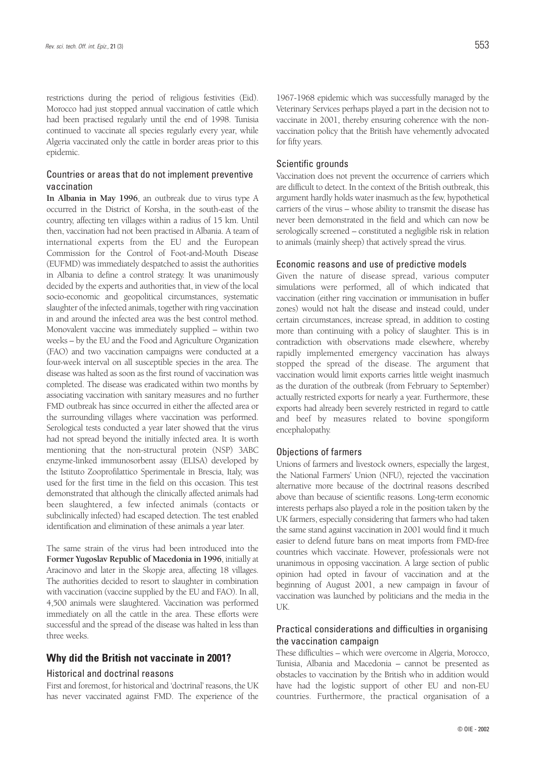restrictions during the period of religious festivities (Eid). Morocco had just stopped annual vaccination of cattle which had been practised regularly until the end of 1998. Tunisia continued to vaccinate all species regularly every year, while Algeria vaccinated only the cattle in border areas prior to this epidemic.

### Countries or areas that do not implement preventive vaccination

**In Albania in May 1996**, an outbreak due to virus type A occurred in the District of Korsha, in the south-east of the country, affecting ten villages within a radius of 15 km. Until then, vaccination had not been practised in Albania. A team of international experts from the EU and the European Commission for the Control of Foot-and-Mouth Disease (EUFMD) was immediately despatched to assist the authorities in Albania to define a control strategy. It was unanimously decided by the experts and authorities that, in view of the local socio-economic and geopolitical circumstances, systematic slaughter of the infected animals, together with ring vaccination in and around the infected area was the best control method. Monovalent vaccine was immediately supplied – within two weeks – by the EU and the Food and Agriculture Organization (FAO) and two vaccination campaigns were conducted at a four-week interval on all susceptible species in the area. The disease was halted as soon as the first round of vaccination was completed. The disease was eradicated within two months by associating vaccination with sanitary measures and no further FMD outbreak has since occurred in either the affected area or the surrounding villages where vaccination was performed. Serological tests conducted a year later showed that the virus had not spread beyond the initially infected area. It is worth mentioning that the non-structural protein (NSP) 3ABC enzyme-linked immunosorbent assay (ELISA) developed by the Istituto Zooprofilattico Sperimentale in Brescia, Italy, was used for the first time in the field on this occasion. This test demonstrated that although the clinically affected animals had been slaughtered, a few infected animals (contacts or subclinically infected) had escaped detection. The test enabled identification and elimination of these animals a year later.

The same strain of the virus had been introduced into the **Former Yugoslav Republic of Macedonia in 1996**, initially at Aracinovo and later in the Skopje area, affecting 18 villages. The authorities decided to resort to slaughter in combination with vaccination (vaccine supplied by the EU and FAO). In all, 4,500 animals were slaughtered. Vaccination was performed immediately on all the cattle in the area. These efforts were successful and the spread of the disease was halted in less than three weeks.

## Why did the British not vaccinate in 2001?

### Historical and doctrinal reasons

First and foremost, for historical and 'doctrinal' reasons, the UK has never vaccinated against FMD. The experience of the 1967-1968 epidemic which was successfully managed by the Veterinary Services perhaps played a part in the decision not to vaccinate in 2001, thereby ensuring coherence with the non-vaccination policy that the British have vehemently advocated for fifty years.

### Scientific grounds

Vaccination does not prevent the occurrence of carriers which are difficult to detect. In the context of the British outbreak, this argument hardly holds water inasmuch as the few, hypothetical carriers of the virus – whose ability to transmit the disease has never been demonstrated in the field and which can now be serologically screened – constituted a negligible risk in relation to animals (mainly sheep) that actively spread the virus.

### Economic reasons and use of predictive models

Given the nature of disease spread, various computer simulations were performed, all of which indicated that vaccination (either ring vaccination or immunisation in buffer zones) would not halt the disease and instead could, under certain circumstances, increase spread, in addition to costing more than continuing with a policy of slaughter. This is in contradiction with observations made elsewhere, whereby rapidly implemented emergency vaccination has always stopped the spread of the disease. The argument that vaccination would limit exports carries little weight inasmuch as the duration of the outbreak (from February to September) actually restricted exports for nearly a year. Furthermore, these exports had already been severely restricted in regard to cattle and beef by measures related to bovine spongiform encephalopathy.

### Objections of farmers

Unions of farmers and livestock owners, especially the largest, the National Farmers' Union (NFU), rejected the vaccination alternative more because of the doctrinal reasons described above than because of scientific reasons. Long-term economic interests perhaps also played a role in the position taken by the UK farmers, especially considering that farmers who had taken the same stand against vaccination in 2001 would find it much easier to defend future bans on meat imports from FMD-free countries which vaccinate. However, professionals were not unanimous in opposing vaccination. A large section of public opinion had opted in favour of vaccination and at the beginning of August 2001, a new campaign in favour of vaccination was launched by politicians and the media in the UK.

### Practical considerations and difficulties in organising the vaccination campaign

These difficulties – which were overcome in Algeria, Morocco, Tunisia, Albania and Macedonia – cannot be presented as obstacles to vaccination by the British who in addition would have had the logistic support of other EU and non-EU countries. Furthermore, the practical organisation of a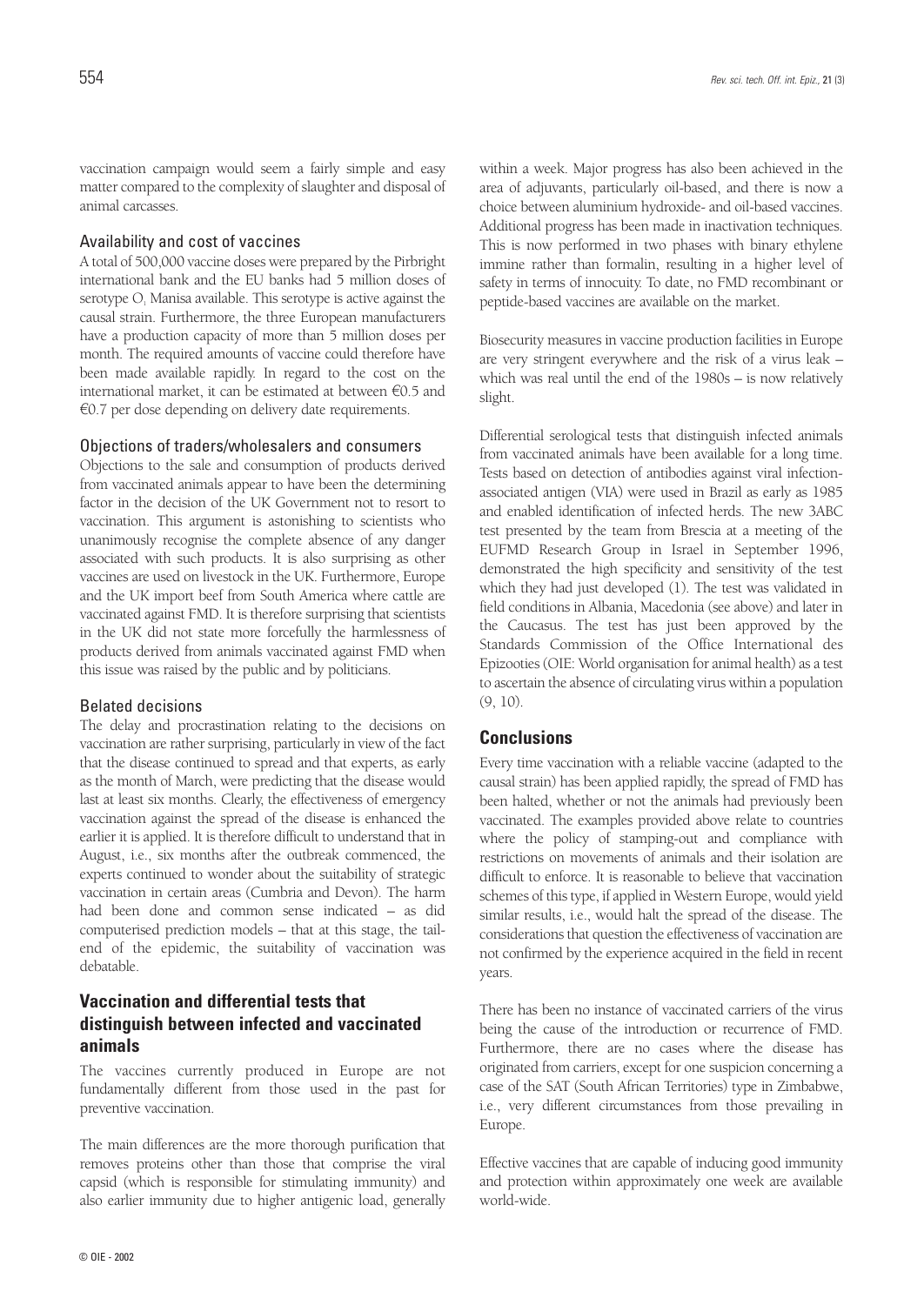vaccination campaign would seem a fairly simple and easy matter compared to the complexity of slaughter and disposal of animal carcasses.

### Availability and cost of vaccines

A total of 500,000 vaccine doses were prepared by the Pirbright international bank and the EU banks had 5 million doses of serotype O, Manisa available. This serotype is active against the causal strain. Furthermore, the three European manufacturers have a production capacity of more than 5 million doses per month. The required amounts of vaccine could therefore have been made available rapidly. In regard to the cost on the international market, it can be estimated at between €0.5 and €0.7 per dose depending on delivery date requirements.

### Objections of traders/wholesalers and consumers

Objections to the sale and consumption of products derived from vaccinated animals appear to have been the determining factor in the decision of the UK Government not to resort to vaccination. This argument is astonishing to scientists who unanimously recognise the complete absence of any danger associated with such products. It is also surprising as other vaccines are used on livestock in the UK. Furthermore, Europe and the UK import beef from South America where cattle are vaccinated against FMD. It is therefore surprising that scientists in the UK did not state more forcefully the harmlessness of products derived from animals vaccinated against FMD when this issue was raised by the public and by politicians.

### Belated decisions

The delay and procrastination relating to the decisions on vaccination are rather surprising, particularly in view of the fact that the disease continued to spread and that experts, as early as the month of March, were predicting that the disease would last at least six months. Clearly, the effectiveness of emergency vaccination against the spread of the disease is enhanced the earlier it is applied. It is therefore difficult to understand that in August, i.e., six months after the outbreak commenced, the experts continued to wonder about the suitability of strategic vaccination in certain areas (Cumbria and Devon). The harm had been done and common sense indicated – as did computerised prediction models – that at this stage, the tail-end of the epidemic, the suitability of vaccination was debatable.

## Vaccination and differential tests that distinguish between infected and vaccinated animals

The vaccines currently produced in Europe are not fundamentally different from those used in the past for preventive vaccination.

The main differences are the more thorough purification that removes proteins other than those that comprise the viral capsid (which is responsible for stimulating immunity) and also earlier immunity due to higher antigenic load, generally within a week. Major progress has also been achieved in the area of adjuvants, particularly oil-based, and there is now a choice between aluminium hydroxide- and oil-based vaccines. Additional progress has been made in inactivation techniques. This is now performed in two phases with binary ethylene immine rather than formalin, resulting in a higher level of safety in terms of innocuity. To date, no FMD recombinant or peptide-based vaccines are available on the market.

Biosecurity measures in vaccine production facilities in Europe are very stringent everywhere and the risk of a virus leak – which was real until the end of the 1980s – is now relatively slight.

Differential serological tests that distinguish infected animals from vaccinated animals have been available for a long time. Tests based on detection of antibodies against viral infection-associated antigen (VIA) were used in Brazil as early as 1985 and enabled identification of infected herds. The new 3ABC test presented by the team from Brescia at a meeting of the EUFMD Research Group in Israel in September 1996, demonstrated the high specificity and sensitivity of the test which they had just developed (1). The test was validated in field conditions in Albania, Macedonia (see above) and later in the Caucasus. The test has just been approved by the Standards Commission of the Office International des Epizooties (OIE: World organisation for animal health) as a test to ascertain the absence of circulating virus within a population (9, 10).

## Conclusions

Every time vaccination with a reliable vaccine (adapted to the causal strain) has been applied rapidly, the spread of FMD has been halted, whether or not the animals had previously been vaccinated. The examples provided above relate to countries where the policy of stamping-out and compliance with restrictions on movements of animals and their isolation are difficult to enforce. It is reasonable to believe that vaccination schemes of this type, if applied in Western Europe, would yield similar results, i.e., would halt the spread of the disease. The considerations that question the effectiveness of vaccination are not confirmed by the experience acquired in the field in recent years.

There has been no instance of vaccinated carriers of the virus being the cause of the introduction or recurrence of FMD. Furthermore, there are no cases where the disease has originated from carriers, except for one suspicion concerning a case of the SAT (South African Territories) type in Zimbabwe, i.e., very different circumstances from those prevailing in Europe.

Effective vaccines that are capable of inducing good immunity and protection within approximately one week are available world-wide.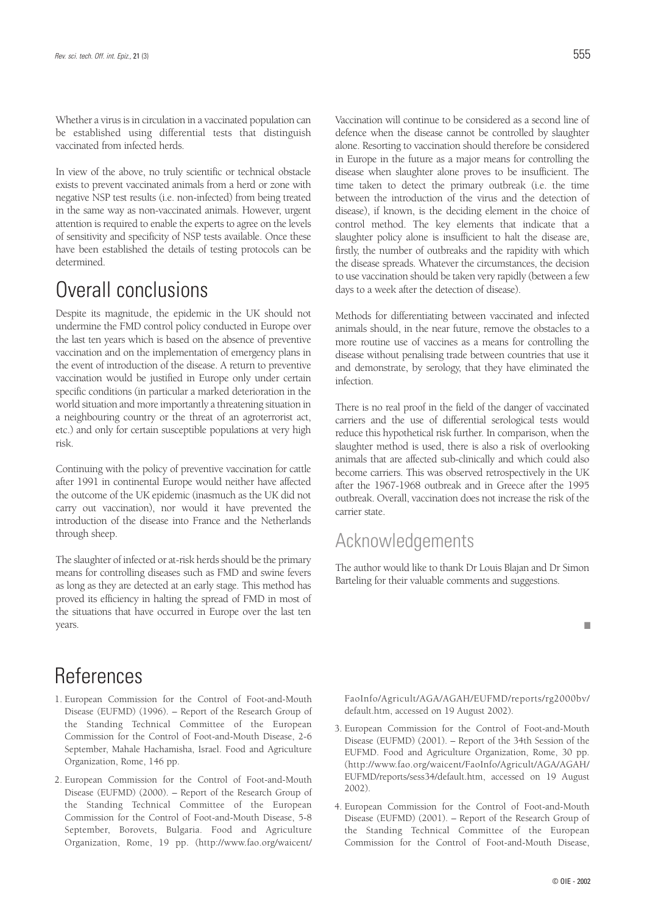Whether a virus is in circulation in a vaccinated population can be established using differential tests that distinguish vaccinated from infected herds.

In view of the above, no truly scientific or technical obstacle exists to prevent vaccinated animals from a herd or zone with negative NSP test results (i.e. non-infected) from being treated in the same way as non-vaccinated animals. However, urgent attention is required to enable the experts to agree on the levels of sensitivity and specificity of NSP tests available. Once these have been established the details of testing protocols can be determined.

# Overall conclusions

Despite its magnitude, the epidemic in the UK should not undermine the FMD control policy conducted in Europe over the last ten years which is based on the absence of preventive vaccination and on the implementation of emergency plans in the event of introduction of the disease. A return to preventive vaccination would be justified in Europe only under certain specific conditions (in particular a marked deterioration in the world situation and more importantly a threatening situation in a neighbouring country or the threat of an agroterrorist act, etc.) and only for certain susceptible populations at very high risk.

Continuing with the policy of preventive vaccination for cattle after 1991 in continental Europe would neither have affected the outcome of the UK epidemic (inasmuch as the UK did not carry out vaccination), nor would it have prevented the introduction of the disease into France and the Netherlands through sheep.

The slaughter of infected or at-risk herds should be the primary means for controlling diseases such as FMD and swine fevers as long as they are detected at an early stage. This method has proved its efficiency in halting the spread of FMD in most of the situations that have occurred in Europe over the last ten years.

Vaccination will continue to be considered as a second line of defence when the disease cannot be controlled by slaughter alone. Resorting to vaccination should therefore be considered in Europe in the future as a major means for controlling the disease when slaughter alone proves to be insufficient. The time taken to detect the primary outbreak (i.e. the time between the introduction of the virus and the detection of disease), if known, is the deciding element in the choice of control method. The key elements that indicate that a slaughter policy alone is insufficient to halt the disease are, firstly, the number of outbreaks and the rapidity with which the disease spreads. Whatever the circumstances, the decision to use vaccination should be taken very rapidly (between a few days to a week after the detection of disease).

Methods for differentiating between vaccinated and infected animals should, in the near future, remove the obstacles to a more routine use of vaccines as a means for controlling the disease without penalising trade between countries that use it and demonstrate, by serology, that they have eliminated the infection.

There is no real proof in the field of the danger of vaccinated carriers and the use of differential serological tests would reduce this hypothetical risk further. In comparison, when the slaughter method is used, there is also a risk of overlooking animals that are affected sub-clinically and which could also become carriers. This was observed retrospectively in the UK after the 1967-1968 outbreak and in Greece after the 1995 outbreak. Overall, vaccination does not increase the risk of the carrier state.

## Acknowledgements

The author would like to thank Dr Louis Blajan and Dr Simon Barteling for their valuable comments and suggestions.

# References

1. European Commission for the Control of Foot-and-Mouth Disease (EUFMD) (1996). – Report of the Research Group of the Standing Technical Committee of the European Commission for the Control of Foot-and-Mouth Disease, 2-6 September, Mahale Hachamisha, Israel. Food and Agriculture Organization, Rome, 146 pp.

2. European Commission for the Control of Foot-and-Mouth Disease (EUFMD) (2000). – Report of the Research Group of the Standing Technical Committee of the European Commission for the Control of Foot-and-Mouth Disease, 5-8 September, Borovets, Bulgaria. Food and Agriculture Organization, Rome, 19 pp. (http://www.fao.org/waicent/FaoInfo/Agricult/AGA/AGAH/EUFMD/reports/rg2000bv/default.htm, accessed on 19 August 2002).

3. European Commission for the Control of Foot-and-Mouth Disease (EUFMD) (2001). – Report of the 34th Session of the EUFMD. Food and Agriculture Organization, Rome, 30 pp. (http://www.fao.org/waicent/FaoInfo/Agricult/AGA/AGAH/EUFMD/reports/sess34/default.htm, accessed on 19 August 2002).

4. European Commission for the Control of Foot-and-Mouth Disease (EUFMD) (2001). – Report of the Research Group of the Standing Technical Committee of the European Commission for the Control of Foot-and-Mouth Disease,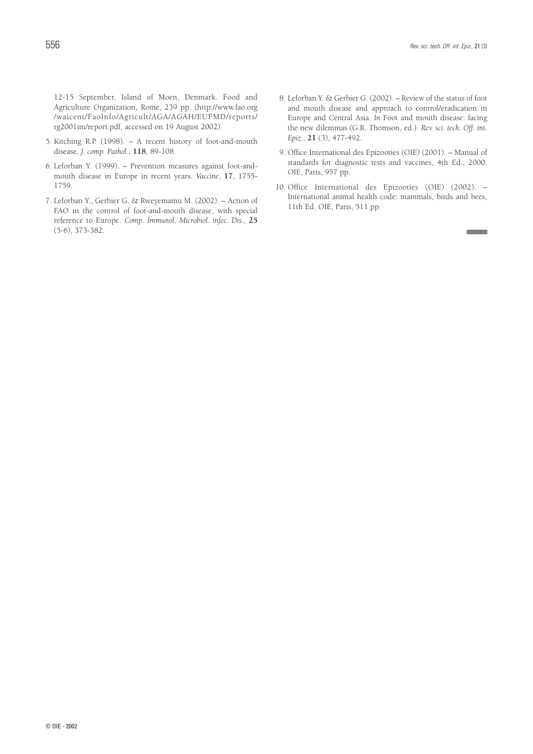12-15 September, Island of Moen, Denmark. Food and Agriculture Organization, Rome, 239 pp. (http://www.fao.org/waicent/FaoInfo/Agricult/AGA/AGAH/EUFMD/reports/rg2001im/report.pdf, accessed on 19 August 2002).

5. Kitching R.P. (1998). – A recent history of foot-and-mouth disease. *J. comp. Pathol.*, **118**, 89-108.

6. Leforban Y. (1999). – Prevention measures against foot-and-mouth disease in Europe in recent years. *Vaccine*, **17**, 1755-1759.

7. Leforban Y., Gerbier G. & Rweyemamu M. (2002). – Action of FAO in the control of foot-and-mouth disease, with special reference to Europe. *Comp. Immunol. Microbiol. infec. Dis.*, **25** (5-6), 373-382.

8. Leforban Y. & Gerbier G. (2002). – Review of the status of foot and mouth disease and approach to control/eradication in Europe and Central Asia. *In* Foot and mouth disease: facing the new dilemmas (G.R. Thomson, ed.). *Rev. sci. tech. Off. int. Epiz.*, **21** (3), 477-492.

9. Office International des Epizooties (OIE) (2001). – Manual of standards for diagnostic tests and vaccines, 4th Ed., 2000. OIE, Paris, 957 pp.

10. Office International des Epizooties (OIE) (2002). – International animal health code: mammals, birds and bees, 11th Ed. OIE, Paris, 511 pp.